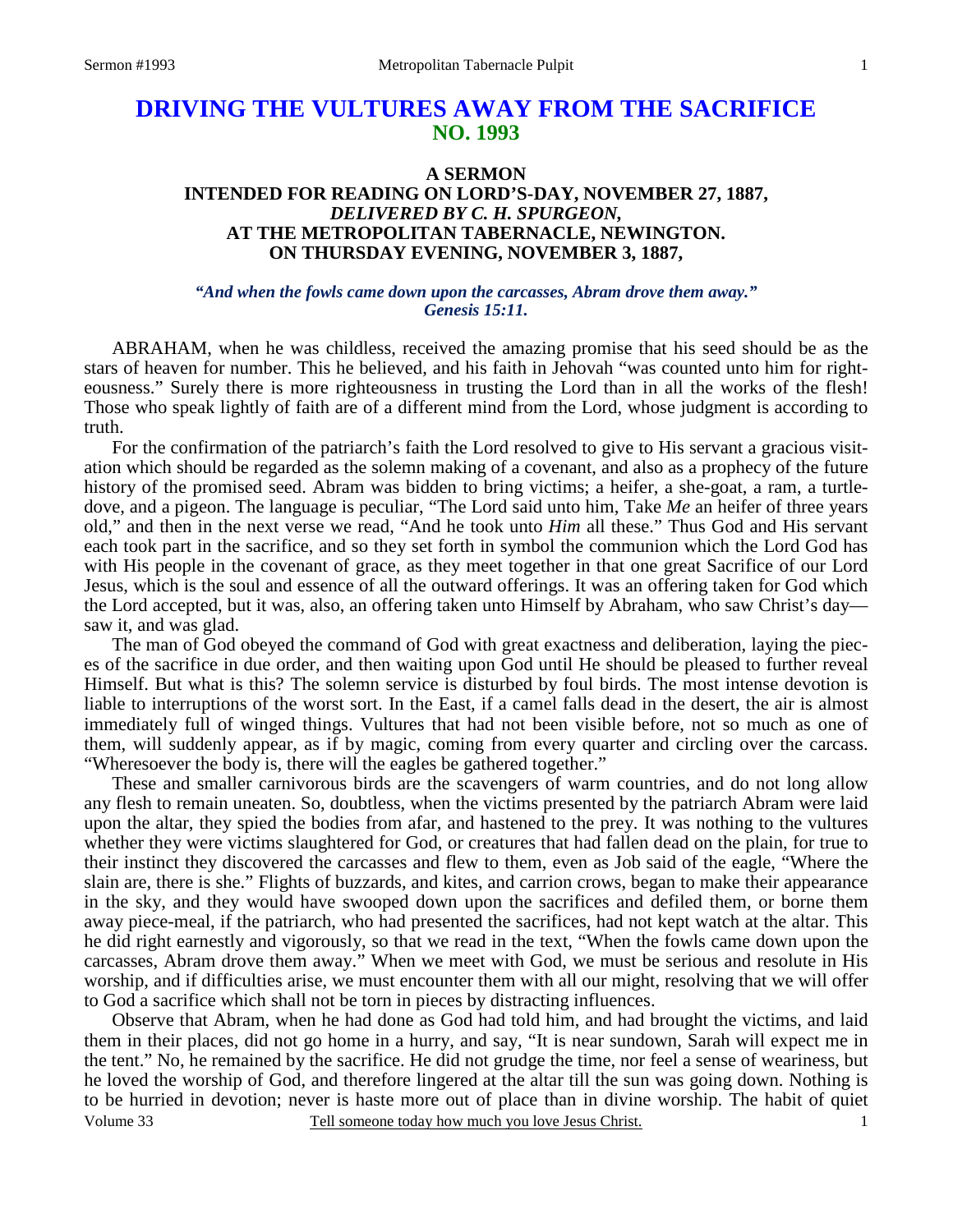# DRIVING THE VULTURES AWAY FROM THE SACRIFICE
## NO. 1993

### A SERMON
### INTENDED FOR READING ON LORD'S-DAY, NOVEMBER 27, 1887,
### *DELIVERED BY C. H. SPURGEON,*
### AT THE METROPOLITAN TABERNACLE, NEWINGTON.
### ON THURSDAY EVENING, NOVEMBER 3, 1887,

***"And when the fowls came down upon the carcasses, Abram drove them away." Genesis 15:11.***

ABRAHAM, when he was childless, received the amazing promise that his seed should be as the stars of heaven for number. This he believed, and his faith in Jehovah "was counted unto him for righteousness." Surely there is more righteousness in trusting the Lord than in all the works of the flesh! Those who speak lightly of faith are of a different mind from the Lord, whose judgment is according to truth.

For the confirmation of the patriarch's faith the Lord resolved to give to His servant a gracious visitation which should be regarded as the solemn making of a covenant, and also as a prophecy of the future history of the promised seed. Abram was bidden to bring victims; a heifer, a she-goat, a ram, a turtledove, and a pigeon. The language is peculiar, "The Lord said unto him, Take *Me* an heifer of three years old," and then in the next verse we read, "And he took unto *Him* all these." Thus God and His servant each took part in the sacrifice, and so they set forth in symbol the communion which the Lord God has with His people in the covenant of grace, as they meet together in that one great Sacrifice of our Lord Jesus, which is the soul and essence of all the outward offerings. It was an offering taken for God which the Lord accepted, but it was, also, an offering taken unto Himself by Abraham, who saw Christ's day—saw it, and was glad.

The man of God obeyed the command of God with great exactness and deliberation, laying the pieces of the sacrifice in due order, and then waiting upon God until He should be pleased to further reveal Himself. But what is this? The solemn service is disturbed by foul birds. The most intense devotion is liable to interruptions of the worst sort. In the East, if a camel falls dead in the desert, the air is almost immediately full of winged things. Vultures that had not been visible before, not so much as one of them, will suddenly appear, as if by magic, coming from every quarter and circling over the carcass. "Wheresoever the body is, there will the eagles be gathered together."

These and smaller carnivorous birds are the scavengers of warm countries, and do not long allow any flesh to remain uneaten. So, doubtless, when the victims presented by the patriarch Abram were laid upon the altar, they spied the bodies from afar, and hastened to the prey. It was nothing to the vultures whether they were victims slaughtered for God, or creatures that had fallen dead on the plain, for true to their instinct they discovered the carcasses and flew to them, even as Job said of the eagle, "Where the slain are, there is she." Flights of buzzards, and kites, and carrion crows, began to make their appearance in the sky, and they would have swooped down upon the sacrifices and defiled them, or borne them away piece-meal, if the patriarch, who had presented the sacrifices, had not kept watch at the altar. This he did right earnestly and vigorously, so that we read in the text, "When the fowls came down upon the carcasses, Abram drove them away." When we meet with God, we must be serious and resolute in His worship, and if difficulties arise, we must encounter them with all our might, resolving that we will offer to God a sacrifice which shall not be torn in pieces by distracting influences.

Observe that Abram, when he had done as God had told him, and had brought the victims, and laid them in their places, did not go home in a hurry, and say, "It is near sundown, Sarah will expect me in the tent." No, he remained by the sacrifice. He did not grudge the time, nor feel a sense of weariness, but he loved the worship of God, and therefore lingered at the altar till the sun was going down. Nothing is to be hurried in devotion; never is haste more out of place than in divine worship. The habit of quiet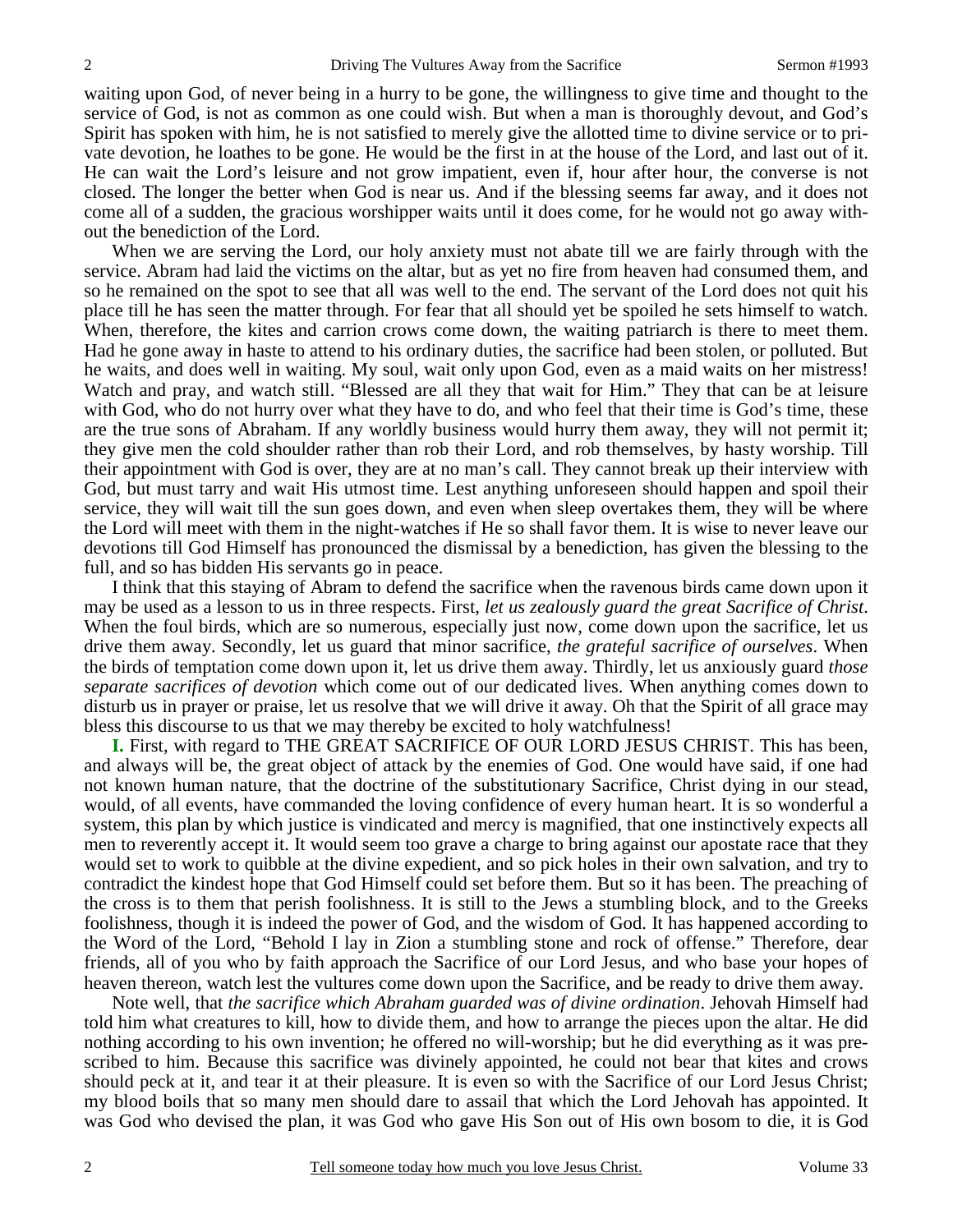waiting upon God, of never being in a hurry to be gone, the willingness to give time and thought to the service of God, is not as common as one could wish. But when a man is thoroughly devout, and God's Spirit has spoken with him, he is not satisfied to merely give the allotted time to divine service or to private devotion, he loathes to be gone. He would be the first in at the house of the Lord, and last out of it. He can wait the Lord's leisure and not grow impatient, even if, hour after hour, the converse is not closed. The longer the better when God is near us. And if the blessing seems far away, and it does not come all of a sudden, the gracious worshipper waits until it does come, for he would not go away without the benediction of the Lord.

When we are serving the Lord, our holy anxiety must not abate till we are fairly through with the service. Abram had laid the victims on the altar, but as yet no fire from heaven had consumed them, and so he remained on the spot to see that all was well to the end. The servant of the Lord does not quit his place till he has seen the matter through. For fear that all should yet be spoiled he sets himself to watch. When, therefore, the kites and carrion crows come down, the waiting patriarch is there to meet them. Had he gone away in haste to attend to his ordinary duties, the sacrifice had been stolen, or polluted. But he waits, and does well in waiting. My soul, wait only upon God, even as a maid waits on her mistress! Watch and pray, and watch still. "Blessed are all they that wait for Him." They that can be at leisure with God, who do not hurry over what they have to do, and who feel that their time is God's time, these are the true sons of Abraham. If any worldly business would hurry them away, they will not permit it; they give men the cold shoulder rather than rob their Lord, and rob themselves, by hasty worship. Till their appointment with God is over, they are at no man's call. They cannot break up their interview with God, but must tarry and wait His utmost time. Lest anything unforeseen should happen and spoil their service, they will wait till the sun goes down, and even when sleep overtakes them, they will be where the Lord will meet with them in the night-watches if He so shall favor them. It is wise to never leave our devotions till God Himself has pronounced the dismissal by a benediction, has given the blessing to the full, and so has bidden His servants go in peace.

I think that this staying of Abram to defend the sacrifice when the ravenous birds came down upon it may be used as a lesson to us in three respects. First, *let us zealously guard the great Sacrifice of Christ*. When the foul birds, which are so numerous, especially just now, come down upon the sacrifice, let us drive them away. Secondly, let us guard that minor sacrifice, *the grateful sacrifice of ourselves*. When the birds of temptation come down upon it, let us drive them away. Thirdly, let us anxiously guard *those separate sacrifices of devotion* which come out of our dedicated lives. When anything comes down to disturb us in prayer or praise, let us resolve that we will drive it away. Oh that the Spirit of all grace may bless this discourse to us that we may thereby be excited to holy watchfulness!

**I.** First, with regard to THE GREAT SACRIFICE OF OUR LORD JESUS CHRIST. This has been, and always will be, the great object of attack by the enemies of God. One would have said, if one had not known human nature, that the doctrine of the substitutionary Sacrifice, Christ dying in our stead, would, of all events, have commanded the loving confidence of every human heart. It is so wonderful a system, this plan by which justice is vindicated and mercy is magnified, that one instinctively expects all men to reverently accept it. It would seem too grave a charge to bring against our apostate race that they would set to work to quibble at the divine expedient, and so pick holes in their own salvation, and try to contradict the kindest hope that God Himself could set before them. But so it has been. The preaching of the cross is to them that perish foolishness. It is still to the Jews a stumbling block, and to the Greeks foolishness, though it is indeed the power of God, and the wisdom of God. It has happened according to the Word of the Lord, "Behold I lay in Zion a stumbling stone and rock of offense." Therefore, dear friends, all of you who by faith approach the Sacrifice of our Lord Jesus, and who base your hopes of heaven thereon, watch lest the vultures come down upon the Sacrifice, and be ready to drive them away.

Note well, that *the sacrifice which Abraham guarded was of divine ordination*. Jehovah Himself had told him what creatures to kill, how to divide them, and how to arrange the pieces upon the altar. He did nothing according to his own invention; he offered no will-worship; but he did everything as it was prescribed to him. Because this sacrifice was divinely appointed, he could not bear that kites and crows should peck at it, and tear it at their pleasure. It is even so with the Sacrifice of our Lord Jesus Christ; my blood boils that so many men should dare to assail that which the Lord Jehovah has appointed. It was God who devised the plan, it was God who gave His Son out of His own bosom to die, it is God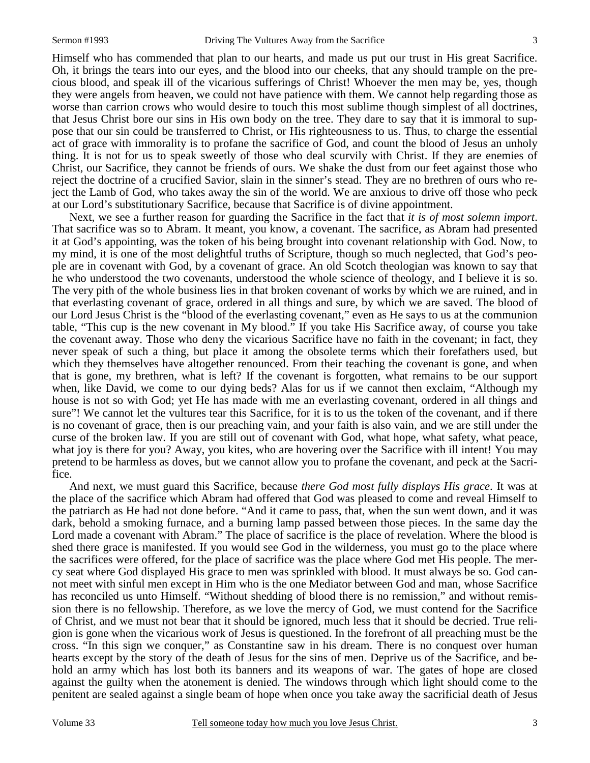Himself who has commended that plan to our hearts, and made us put our trust in His great Sacrifice. Oh, it brings the tears into our eyes, and the blood into our cheeks, that any should trample on the precious blood, and speak ill of the vicarious sufferings of Christ! Whoever the men may be, yes, though they were angels from heaven, we could not have patience with them. We cannot help regarding those as worse than carrion crows who would desire to touch this most sublime though simplest of all doctrines, that Jesus Christ bore our sins in His own body on the tree. They dare to say that it is immoral to suppose that our sin could be transferred to Christ, or His righteousness to us. Thus, to charge the essential act of grace with immorality is to profane the sacrifice of God, and count the blood of Jesus an unholy thing. It is not for us to speak sweetly of those who deal scurvily with Christ. If they are enemies of Christ, our Sacrifice, they cannot be friends of ours. We shake the dust from our feet against those who reject the doctrine of a crucified Savior, slain in the sinner's stead. They are no brethren of ours who reject the Lamb of God, who takes away the sin of the world. We are anxious to drive off those who peck at our Lord's substitutionary Sacrifice, because that Sacrifice is of divine appointment.

Next, we see a further reason for guarding the Sacrifice in the fact that *it is of most solemn import*. That sacrifice was so to Abram. It meant, you know, a covenant. The sacrifice, as Abram had presented it at God's appointing, was the token of his being brought into covenant relationship with God. Now, to my mind, it is one of the most delightful truths of Scripture, though so much neglected, that God's people are in covenant with God, by a covenant of grace. An old Scotch theologian was known to say that he who understood the two covenants, understood the whole science of theology, and I believe it is so. The very pith of the whole business lies in that broken covenant of works by which we are ruined, and in that everlasting covenant of grace, ordered in all things and sure, by which we are saved. The blood of our Lord Jesus Christ is the "blood of the everlasting covenant," even as He says to us at the communion table, "This cup is the new covenant in My blood." If you take His Sacrifice away, of course you take the covenant away. Those who deny the vicarious Sacrifice have no faith in the covenant; in fact, they never speak of such a thing, but place it among the obsolete terms which their forefathers used, but which they themselves have altogether renounced. From their teaching the covenant is gone, and when that is gone, my brethren, what is left? If the covenant is forgotten, what remains to be our support when, like David, we come to our dying beds? Alas for us if we cannot then exclaim, "Although my house is not so with God; yet He has made with me an everlasting covenant, ordered in all things and sure"! We cannot let the vultures tear this Sacrifice, for it is to us the token of the covenant, and if there is no covenant of grace, then is our preaching vain, and your faith is also vain, and we are still under the curse of the broken law. If you are still out of covenant with God, what hope, what safety, what peace, what joy is there for you? Away, you kites, who are hovering over the Sacrifice with ill intent! You may pretend to be harmless as doves, but we cannot allow you to profane the covenant, and peck at the Sacrifice.

And next, we must guard this Sacrifice, because *there God most fully displays His grace*. It was at the place of the sacrifice which Abram had offered that God was pleased to come and reveal Himself to the patriarch as He had not done before. "And it came to pass, that, when the sun went down, and it was dark, behold a smoking furnace, and a burning lamp passed between those pieces. In the same day the Lord made a covenant with Abram." The place of sacrifice is the place of revelation. Where the blood is shed there grace is manifested. If you would see God in the wilderness, you must go to the place where the sacrifices were offered, for the place of sacrifice was the place where God met His people. The mercy seat where God displayed His grace to men was sprinkled with blood. It must always be so. God cannot meet with sinful men except in Him who is the one Mediator between God and man, whose Sacrifice has reconciled us unto Himself. "Without shedding of blood there is no remission," and without remission there is no fellowship. Therefore, as we love the mercy of God, we must contend for the Sacrifice of Christ, and we must not bear that it should be ignored, much less that it should be decried. True religion is gone when the vicarious work of Jesus is questioned. In the forefront of all preaching must be the cross. "In this sign we conquer," as Constantine saw in his dream. There is no conquest over human hearts except by the story of the death of Jesus for the sins of men. Deprive us of the Sacrifice, and behold an army which has lost both its banners and its weapons of war. The gates of hope are closed against the guilty when the atonement is denied. The windows through which light should come to the penitent are sealed against a single beam of hope when once you take away the sacrificial death of Jesus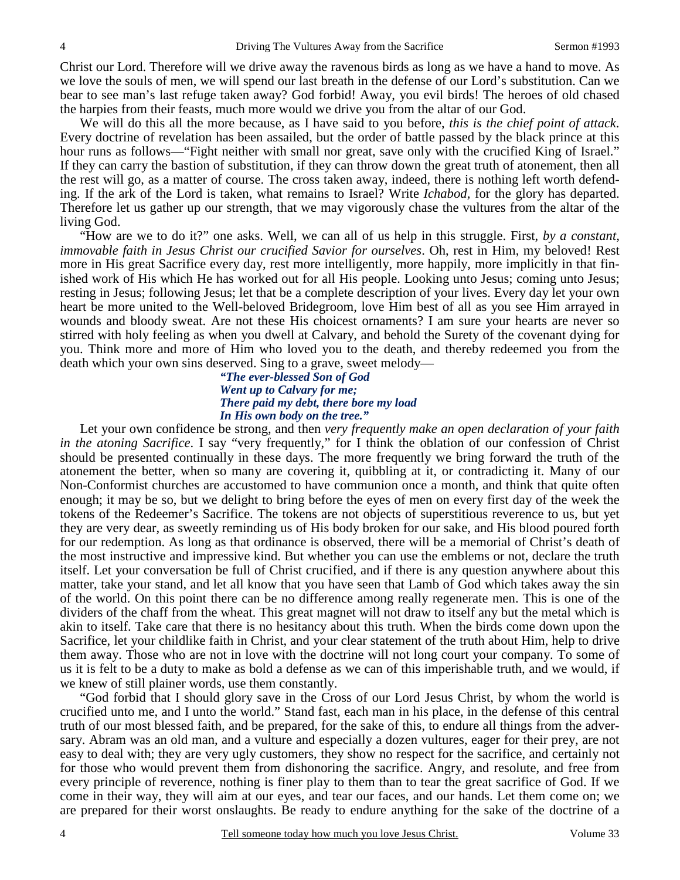Christ our Lord. Therefore will we drive away the ravenous birds as long as we have a hand to move. As we love the souls of men, we will spend our last breath in the defense of our Lord's substitution. Can we bear to see man's last refuge taken away? God forbid! Away, you evil birds! The heroes of old chased the harpies from their feasts, much more would we drive you from the altar of our God.

We will do this all the more because, as I have said to you before, *this is the chief point of attack*. Every doctrine of revelation has been assailed, but the order of battle passed by the black prince at this hour runs as follows—"Fight neither with small nor great, save only with the crucified King of Israel." If they can carry the bastion of substitution, if they can throw down the great truth of atonement, then all the rest will go, as a matter of course. The cross taken away, indeed, there is nothing left worth defending. If the ark of the Lord is taken, what remains to Israel? Write *Ichabod,* for the glory has departed. Therefore let us gather up our strength, that we may vigorously chase the vultures from the altar of the living God.

"How are we to do it?" one asks. Well, we can all of us help in this struggle. First, *by a constant, immovable faith in Jesus Christ our crucified Savior for ourselves*. Oh, rest in Him, my beloved! Rest more in His great Sacrifice every day, rest more intelligently, more happily, more implicitly in that finished work of His which He has worked out for all His people. Looking unto Jesus; coming unto Jesus; resting in Jesus; following Jesus; let that be a complete description of your lives. Every day let your own heart be more united to the Well-beloved Bridegroom, love Him best of all as you see Him arrayed in wounds and bloody sweat. Are not these His choicest ornaments? I am sure your hearts are never so stirred with holy feeling as when you dwell at Calvary, and behold the Surety of the covenant dying for you. Think more and more of Him who loved you to the death, and thereby redeemed you from the death which your own sins deserved. Sing to a grave, sweet melody—

> ***"The ever-blessed Son of God***
> ***Went up to Calvary for me;***
> ***There paid my debt, there bore my load***
> ***In His own body on the tree."***

Let your own confidence be strong, and then *very frequently make an open declaration of your faith in the atoning Sacrifice*. I say "very frequently," for I think the oblation of our confession of Christ should be presented continually in these days. The more frequently we bring forward the truth of the atonement the better, when so many are covering it, quibbling at it, or contradicting it. Many of our Non-Conformist churches are accustomed to have communion once a month, and think that quite often enough; it may be so, but we delight to bring before the eyes of men on every first day of the week the tokens of the Redeemer's Sacrifice. The tokens are not objects of superstitious reverence to us, but yet they are very dear, as sweetly reminding us of His body broken for our sake, and His blood poured forth for our redemption. As long as that ordinance is observed, there will be a memorial of Christ's death of the most instructive and impressive kind. But whether you can use the emblems or not, declare the truth itself. Let your conversation be full of Christ crucified, and if there is any question anywhere about this matter, take your stand, and let all know that you have seen that Lamb of God which takes away the sin of the world. On this point there can be no difference among really regenerate men. This is one of the dividers of the chaff from the wheat. This great magnet will not draw to itself any but the metal which is akin to itself. Take care that there is no hesitancy about this truth. When the birds come down upon the Sacrifice, let your childlike faith in Christ, and your clear statement of the truth about Him, help to drive them away. Those who are not in love with the doctrine will not long court your company. To some of us it is felt to be a duty to make as bold a defense as we can of this imperishable truth, and we would, if we knew of still plainer words, use them constantly.

"God forbid that I should glory save in the Cross of our Lord Jesus Christ, by whom the world is crucified unto me, and I unto the world." Stand fast, each man in his place, in the defense of this central truth of our most blessed faith, and be prepared, for the sake of this, to endure all things from the adversary. Abram was an old man, and a vulture and especially a dozen vultures, eager for their prey, are not easy to deal with; they are very ugly customers, they show no respect for the sacrifice, and certainly not for those who would prevent them from dishonoring the sacrifice. Angry, and resolute, and free from every principle of reverence, nothing is finer play to them than to tear the great sacrifice of God. If we come in their way, they will aim at our eyes, and tear our faces, and our hands. Let them come on; we are prepared for their worst onslaughts. Be ready to endure anything for the sake of the doctrine of a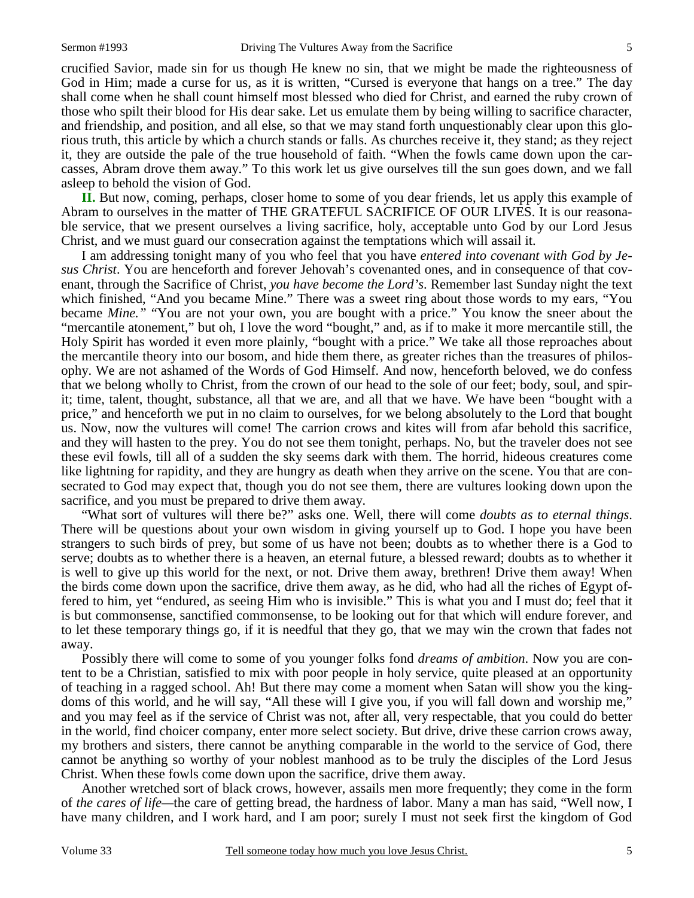crucified Savior, made sin for us though He knew no sin, that we might be made the righteousness of God in Him; made a curse for us, as it is written, "Cursed is everyone that hangs on a tree." The day shall come when he shall count himself most blessed who died for Christ, and earned the ruby crown of those who spilt their blood for His dear sake. Let us emulate them by being willing to sacrifice character, and friendship, and position, and all else, so that we may stand forth unquestionably clear upon this glorious truth, this article by which a church stands or falls. As churches receive it, they stand; as they reject it, they are outside the pale of the true household of faith. "When the fowls came down upon the carcasses, Abram drove them away." To this work let us give ourselves till the sun goes down, and we fall asleep to behold the vision of God.

**II.** But now, coming, perhaps, closer home to some of you dear friends, let us apply this example of Abram to ourselves in the matter of THE GRATEFUL SACRIFICE OF OUR LIVES. It is our reasonable service, that we present ourselves a living sacrifice, holy, acceptable unto God by our Lord Jesus Christ, and we must guard our consecration against the temptations which will assail it.

I am addressing tonight many of you who feel that you have *entered into covenant with God by Jesus Christ*. You are henceforth and forever Jehovah's covenanted ones, and in consequence of that covenant, through the Sacrifice of Christ, *you have become the Lord's*. Remember last Sunday night the text which finished, "And you became Mine." There was a sweet ring about those words to my ears, "You became *Mine.*" "You are not your own, you are bought with a price." You know the sneer about the "mercantile atonement," but oh, I love the word "bought," and, as if to make it more mercantile still, the Holy Spirit has worded it even more plainly, "bought with a price." We take all those reproaches about the mercantile theory into our bosom, and hide them there, as greater riches than the treasures of philosophy. We are not ashamed of the Words of God Himself. And now, henceforth beloved, we do confess that we belong wholly to Christ, from the crown of our head to the sole of our feet; body, soul, and spirit; time, talent, thought, substance, all that we are, and all that we have. We have been "bought with a price," and henceforth we put in no claim to ourselves, for we belong absolutely to the Lord that bought us. Now, now the vultures will come! The carrion crows and kites will from afar behold this sacrifice, and they will hasten to the prey. You do not see them tonight, perhaps. No, but the traveler does not see these evil fowls, till all of a sudden the sky seems dark with them. The horrid, hideous creatures come like lightning for rapidity, and they are hungry as death when they arrive on the scene. You that are consecrated to God may expect that, though you do not see them, there are vultures looking down upon the sacrifice, and you must be prepared to drive them away.

"What sort of vultures will there be?" asks one. Well, there will come *doubts as to eternal things*. There will be questions about your own wisdom in giving yourself up to God. I hope you have been strangers to such birds of prey, but some of us have not been; doubts as to whether there is a God to serve; doubts as to whether there is a heaven, an eternal future, a blessed reward; doubts as to whether it is well to give up this world for the next, or not. Drive them away, brethren! Drive them away! When the birds come down upon the sacrifice, drive them away, as he did, who had all the riches of Egypt offered to him, yet "endured, as seeing Him who is invisible." This is what you and I must do; feel that it is but commonsense, sanctified commonsense, to be looking out for that which will endure forever, and to let these temporary things go, if it is needful that they go, that we may win the crown that fades not away.

Possibly there will come to some of you younger folks fond *dreams of ambition*. Now you are content to be a Christian, satisfied to mix with poor people in holy service, quite pleased at an opportunity of teaching in a ragged school. Ah! But there may come a moment when Satan will show you the kingdoms of this world, and he will say, "All these will I give you, if you will fall down and worship me," and you may feel as if the service of Christ was not, after all, very respectable, that you could do better in the world, find choicer company, enter more select society. But drive, drive these carrion crows away, my brothers and sisters, there cannot be anything comparable in the world to the service of God, there cannot be anything so worthy of your noblest manhood as to be truly the disciples of the Lord Jesus Christ. When these fowls come down upon the sacrifice, drive them away.

Another wretched sort of black crows, however, assails men more frequently; they come in the form of *the cares of life*—the care of getting bread, the hardness of labor. Many a man has said, "Well now, I have many children, and I work hard, and I am poor; surely I must not seek first the kingdom of God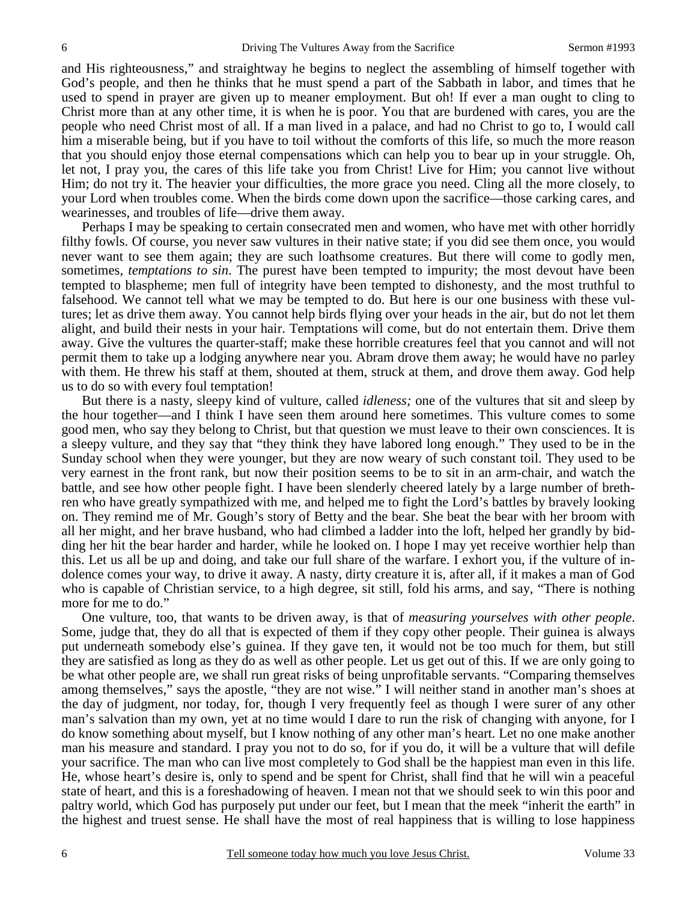and His righteousness," and straightway he begins to neglect the assembling of himself together with God's people, and then he thinks that he must spend a part of the Sabbath in labor, and times that he used to spend in prayer are given up to meaner employment. But oh! If ever a man ought to cling to Christ more than at any other time, it is when he is poor. You that are burdened with cares, you are the people who need Christ most of all. If a man lived in a palace, and had no Christ to go to, I would call him a miserable being, but if you have to toil without the comforts of this life, so much the more reason that you should enjoy those eternal compensations which can help you to bear up in your struggle. Oh, let not, I pray you, the cares of this life take you from Christ! Live for Him; you cannot live without Him; do not try it. The heavier your difficulties, the more grace you need. Cling all the more closely, to your Lord when troubles come. When the birds come down upon the sacrifice—those carking cares, and wearinesses, and troubles of life—drive them away.

Perhaps I may be speaking to certain consecrated men and women, who have met with other horridly filthy fowls. Of course, you never saw vultures in their native state; if you did see them once, you would never want to see them again; they are such loathsome creatures. But there will come to godly men, sometimes, *temptations to sin*. The purest have been tempted to impurity; the most devout have been tempted to blaspheme; men full of integrity have been tempted to dishonesty, and the most truthful to falsehood. We cannot tell what we may be tempted to do. But here is our one business with these vultures; let as drive them away. You cannot help birds flying over your heads in the air, but do not let them alight, and build their nests in your hair. Temptations will come, but do not entertain them. Drive them away. Give the vultures the quarter-staff; make these horrible creatures feel that you cannot and will not permit them to take up a lodging anywhere near you. Abram drove them away; he would have no parley with them. He threw his staff at them, shouted at them, struck at them, and drove them away. God help us to do so with every foul temptation!

But there is a nasty, sleepy kind of vulture, called *idleness;* one of the vultures that sit and sleep by the hour together—and I think I have seen them around here sometimes. This vulture comes to some good men, who say they belong to Christ, but that question we must leave to their own consciences. It is a sleepy vulture, and they say that "they think they have labored long enough." They used to be in the Sunday school when they were younger, but they are now weary of such constant toil. They used to be very earnest in the front rank, but now their position seems to be to sit in an arm-chair, and watch the battle, and see how other people fight. I have been slenderly cheered lately by a large number of brethren who have greatly sympathized with me, and helped me to fight the Lord's battles by bravely looking on. They remind me of Mr. Gough's story of Betty and the bear. She beat the bear with her broom with all her might, and her brave husband, who had climbed a ladder into the loft, helped her grandly by bidding her hit the bear harder and harder, while he looked on. I hope I may yet receive worthier help than this. Let us all be up and doing, and take our full share of the warfare. I exhort you, if the vulture of indolence comes your way, to drive it away. A nasty, dirty creature it is, after all, if it makes a man of God who is capable of Christian service, to a high degree, sit still, fold his arms, and say, "There is nothing more for me to do."

One vulture, too, that wants to be driven away, is that of *measuring yourselves with other people*. Some, judge that, they do all that is expected of them if they copy other people. Their guinea is always put underneath somebody else's guinea. If they gave ten, it would not be too much for them, but still they are satisfied as long as they do as well as other people. Let us get out of this. If we are only going to be what other people are, we shall run great risks of being unprofitable servants. "Comparing themselves among themselves," says the apostle, "they are not wise." I will neither stand in another man's shoes at the day of judgment, nor today, for, though I very frequently feel as though I were surer of any other man's salvation than my own, yet at no time would I dare to run the risk of changing with anyone, for I do know something about myself, but I know nothing of any other man's heart. Let no one make another man his measure and standard. I pray you not to do so, for if you do, it will be a vulture that will defile your sacrifice. The man who can live most completely to God shall be the happiest man even in this life. He, whose heart's desire is, only to spend and be spent for Christ, shall find that he will win a peaceful state of heart, and this is a foreshadowing of heaven. I mean not that we should seek to win this poor and paltry world, which God has purposely put under our feet, but I mean that the meek "inherit the earth" in the highest and truest sense. He shall have the most of real happiness that is willing to lose happiness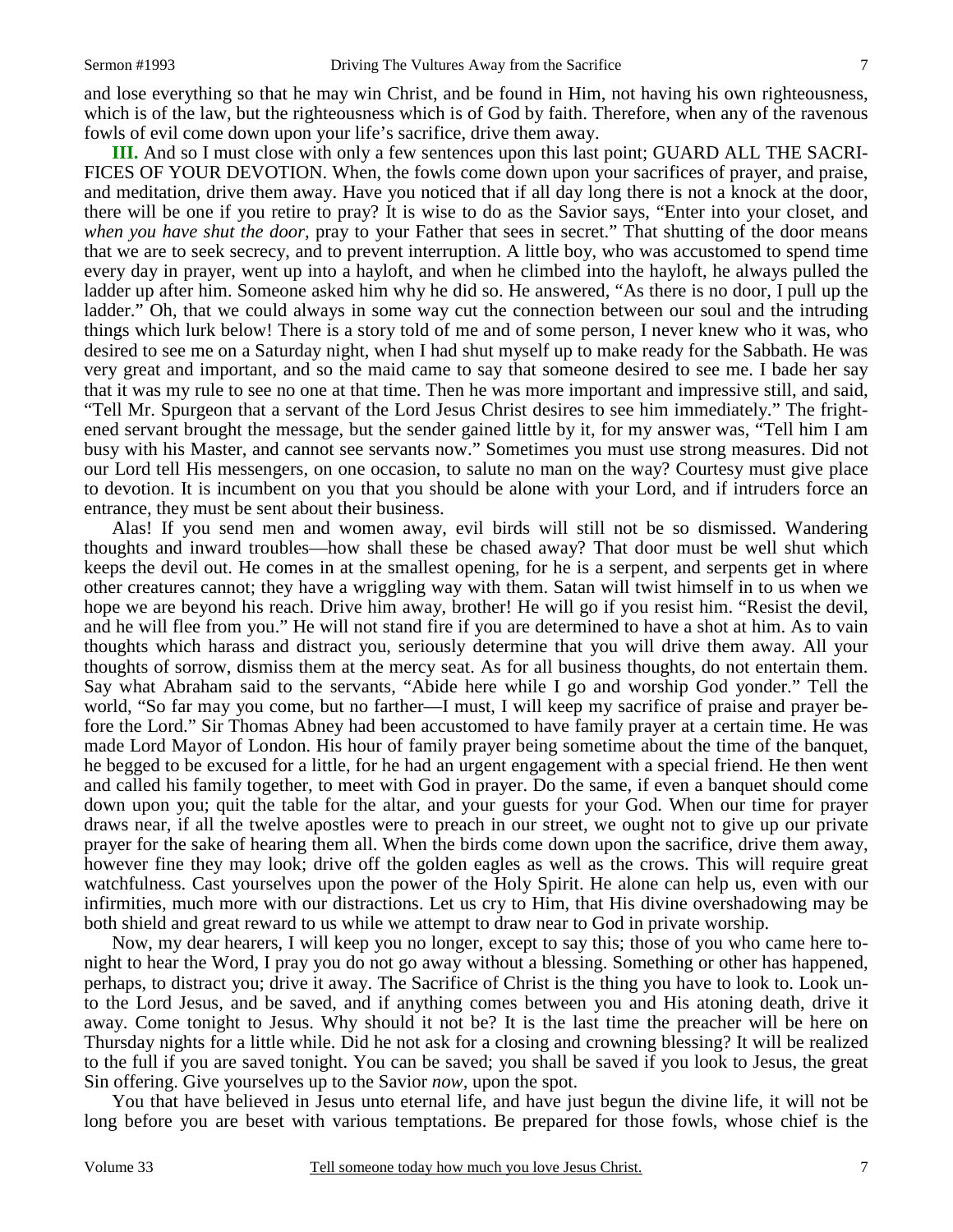and lose everything so that he may win Christ, and be found in Him, not having his own righteousness, which is of the law, but the righteousness which is of God by faith. Therefore, when any of the ravenous fowls of evil come down upon your life's sacrifice, drive them away.

**III.** And so I must close with only a few sentences upon this last point; GUARD ALL THE SACRIFICES OF YOUR DEVOTION. When, the fowls come down upon your sacrifices of prayer, and praise, and meditation, drive them away. Have you noticed that if all day long there is not a knock at the door, there will be one if you retire to pray? It is wise to do as the Savior says, "Enter into your closet, and *when you have shut the door*, pray to your Father that sees in secret." That shutting of the door means that we are to seek secrecy, and to prevent interruption. A little boy, who was accustomed to spend time every day in prayer, went up into a hayloft, and when he climbed into the hayloft, he always pulled the ladder up after him. Someone asked him why he did so. He answered, "As there is no door, I pull up the ladder." Oh, that we could always in some way cut the connection between our soul and the intruding things which lurk below! There is a story told of me and of some person, I never knew who it was, who desired to see me on a Saturday night, when I had shut myself up to make ready for the Sabbath. He was very great and important, and so the maid came to say that someone desired to see me. I bade her say that it was my rule to see no one at that time. Then he was more important and impressive still, and said, "Tell Mr. Spurgeon that a servant of the Lord Jesus Christ desires to see him immediately." The frightened servant brought the message, but the sender gained little by it, for my answer was, "Tell him I am busy with his Master, and cannot see servants now." Sometimes you must use strong measures. Did not our Lord tell His messengers, on one occasion, to salute no man on the way? Courtesy must give place to devotion. It is incumbent on you that you should be alone with your Lord, and if intruders force an entrance, they must be sent about their business.

Alas! If you send men and women away, evil birds will still not be so dismissed. Wandering thoughts and inward troubles—how shall these be chased away? That door must be well shut which keeps the devil out. He comes in at the smallest opening, for he is a serpent, and serpents get in where other creatures cannot; they have a wriggling way with them. Satan will twist himself in to us when we hope we are beyond his reach. Drive him away, brother! He will go if you resist him. "Resist the devil, and he will flee from you." He will not stand fire if you are determined to have a shot at him. As to vain thoughts which harass and distract you, seriously determine that you will drive them away. All your thoughts of sorrow, dismiss them at the mercy seat. As for all business thoughts, do not entertain them. Say what Abraham said to the servants, "Abide here while I go and worship God yonder." Tell the world, "So far may you come, but no farther—I must, I will keep my sacrifice of praise and prayer before the Lord." Sir Thomas Abney had been accustomed to have family prayer at a certain time. He was made Lord Mayor of London. His hour of family prayer being sometime about the time of the banquet, he begged to be excused for a little, for he had an urgent engagement with a special friend. He then went and called his family together, to meet with God in prayer. Do the same, if even a banquet should come down upon you; quit the table for the altar, and your guests for your God. When our time for prayer draws near, if all the twelve apostles were to preach in our street, we ought not to give up our private prayer for the sake of hearing them all. When the birds come down upon the sacrifice, drive them away, however fine they may look; drive off the golden eagles as well as the crows. This will require great watchfulness. Cast yourselves upon the power of the Holy Spirit. He alone can help us, even with our infirmities, much more with our distractions. Let us cry to Him, that His divine overshadowing may be both shield and great reward to us while we attempt to draw near to God in private worship.

Now, my dear hearers, I will keep you no longer, except to say this; those of you who came here tonight to hear the Word, I pray you do not go away without a blessing. Something or other has happened, perhaps, to distract you; drive it away. The Sacrifice of Christ is the thing you have to look to. Look unto the Lord Jesus, and be saved, and if anything comes between you and His atoning death, drive it away. Come tonight to Jesus. Why should it not be? It is the last time the preacher will be here on Thursday nights for a little while. Did he not ask for a closing and crowning blessing? It will be realized to the full if you are saved tonight. You can be saved; you shall be saved if you look to Jesus, the great Sin offering. Give yourselves up to the Savior *now*, upon the spot.

You that have believed in Jesus unto eternal life, and have just begun the divine life, it will not be long before you are beset with various temptations. Be prepared for those fowls, whose chief is the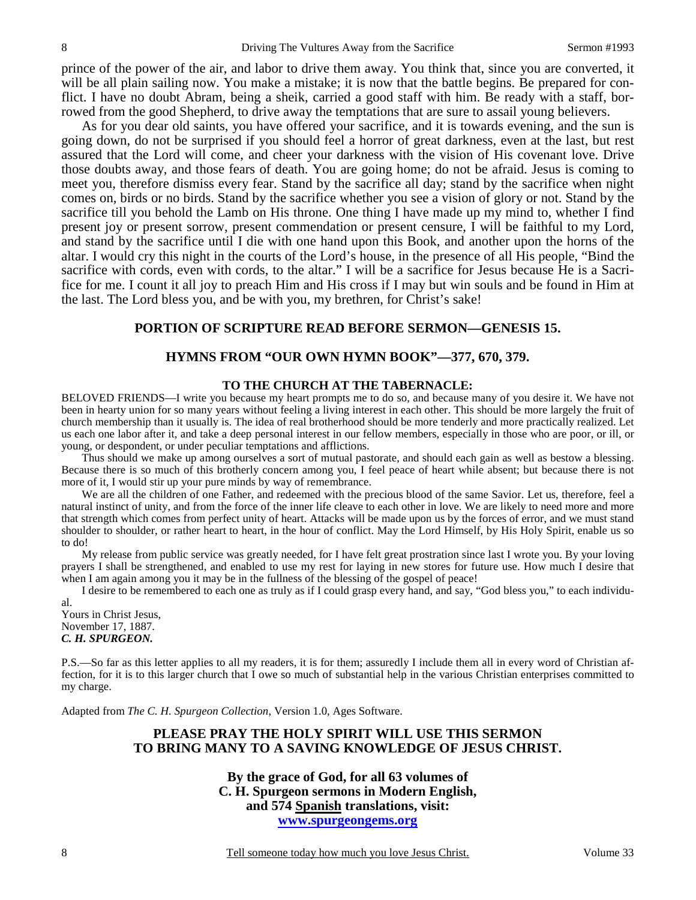prince of the power of the air, and labor to drive them away. You think that, since you are converted, it will be all plain sailing now. You make a mistake; it is now that the battle begins. Be prepared for conflict. I have no doubt Abram, being a sheik, carried a good staff with him. Be ready with a staff, borrowed from the good Shepherd, to drive away the temptations that are sure to assail young believers.

As for you dear old saints, you have offered your sacrifice, and it is towards evening, and the sun is going down, do not be surprised if you should feel a horror of great darkness, even at the last, but rest assured that the Lord will come, and cheer your darkness with the vision of His covenant love. Drive those doubts away, and those fears of death. You are going home; do not be afraid. Jesus is coming to meet you, therefore dismiss every fear. Stand by the sacrifice all day; stand by the sacrifice when night comes on, birds or no birds. Stand by the sacrifice whether you see a vision of glory or not. Stand by the sacrifice till you behold the Lamb on His throne. One thing I have made up my mind to, whether I find present joy or present sorrow, present commendation or present censure, I will be faithful to my Lord, and stand by the sacrifice until I die with one hand upon this Book, and another upon the horns of the altar. I would cry this night in the courts of the Lord's house, in the presence of all His people, "Bind the sacrifice with cords, even with cords, to the altar." I will be a sacrifice for Jesus because He is a Sacrifice for me. I count it all joy to preach Him and His cross if I may but win souls and be found in Him at the last. The Lord bless you, and be with you, my brethren, for Christ's sake!

## PORTION OF SCRIPTURE READ BEFORE SERMON—GENESIS 15.

## HYMNS FROM "OUR OWN HYMN BOOK"—377, 670, 379.

### TO THE CHURCH AT THE TABERNACLE:

BELOVED FRIENDS—I write you because my heart prompts me to do so, and because many of you desire it. We have not been in hearty union for so many years without feeling a living interest in each other. This should be more largely the fruit of church membership than it usually is. The idea of real brotherhood should be more tenderly and more practically realized. Let us each one labor after it, and take a deep personal interest in our fellow members, especially in those who are poor, or ill, or young, or despondent, or under peculiar temptations and afflictions.

Thus should we make up among ourselves a sort of mutual pastorate, and should each gain as well as bestow a blessing. Because there is so much of this brotherly concern among you, I feel peace of heart while absent; but because there is not more of it, I would stir up your pure minds by way of remembrance.

We are all the children of one Father, and redeemed with the precious blood of the same Savior. Let us, therefore, feel a natural instinct of unity, and from the force of the inner life cleave to each other in love. We are likely to need more and more that strength which comes from perfect unity of heart. Attacks will be made upon us by the forces of error, and we must stand shoulder to shoulder, or rather heart to heart, in the hour of conflict. May the Lord Himself, by His Holy Spirit, enable us so to do!

My release from public service was greatly needed, for I have felt great prostration since last I wrote you. By your loving prayers I shall be strengthened, and enabled to use my rest for laying in new stores for future use. How much I desire that when I am again among you it may be in the fullness of the blessing of the gospel of peace!

I desire to be remembered to each one as truly as if I could grasp every hand, and say, "God bless you," to each individual.

Yours in Christ Jesus,
November 17, 1887.
***C. H. SPURGEON.***

P.S.—So far as this letter applies to all my readers, it is for them; assuredly I include them all in every word of Christian affection, for it is to this larger church that I owe so much of substantial help in the various Christian enterprises committed to my charge.

Adapted from *The C. H. Spurgeon Collection*, Version 1.0, Ages Software.

**PLEASE PRAY THE HOLY SPIRIT WILL USE THIS SERMON TO BRING MANY TO A SAVING KNOWLEDGE OF JESUS CHRIST.**

**By the grace of God, for all 63 volumes of C. H. Spurgeon sermons in Modern English, and 574 Spanish translations, visit: www.spurgeongems.org**

Tell someone today how much you love Jesus Christ.